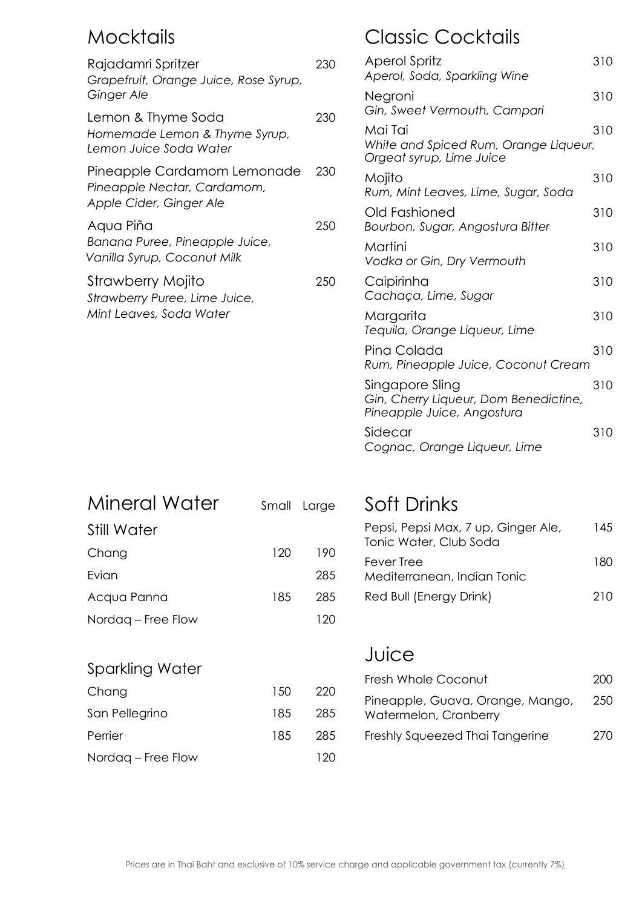## Mocktails

| Item | Price |
|---|---|
| Rajadamri Spritzer<br>*Grapefruit, Orange Juice, Rose Syrup, Ginger Ale* | 230 |
| Lemon & Thyme Soda<br>*Homemade Lemon & Thyme Syrup, Lemon Juice Soda Water* | 230 |
| Pineapple Cardamom Lemonade<br>*Pineapple Nectar, Cardamom, Apple Cider, Ginger Ale* | 230 |
| Aqua Piña<br>*Banana Puree, Pineapple Juice, Vanilla Syrup, Coconut Milk* | 250 |
| Strawberry Mojito<br>*Strawberry Puree, Lime Juice, Mint Leaves, Soda Water* | 250 |

## Classic Cocktails

| Item | Price |
|---|---|
| Aperol Spritz<br>*Aperol, Soda, Sparkling Wine* | 310 |
| Negroni<br>*Gin, Sweet Vermouth, Campari* | 310 |
| Mai Tai<br>*White and Spiced Rum, Orange Liqueur, Orgeat syrup, Lime Juice* | 310 |
| Mojito<br>*Rum, Mint Leaves, Lime, Sugar, Soda* | 310 |
| Old Fashioned<br>*Bourbon, Sugar, Angostura Bitter* | 310 |
| Martini<br>*Vodka or Gin, Dry Vermouth* | 310 |
| Caipirinha<br>*Cachaça, Lime, Sugar* | 310 |
| Margarita<br>*Tequila, Orange Liqueur, Lime* | 310 |
| Pina Colada<br>*Rum, Pineapple Juice, Coconut Cream* | 310 |
| Singapore Sling<br>*Gin, Cherry Liqueur, Dom Benedictine, Pineapple Juice, Angostura* | 310 |
| Sidecar<br>*Cognac, Orange Liqueur, Lime* | 310 |

## Mineral Water

| Still Water | Small | Large |
|---|---|---|
| Chang | 120 | 190 |
| Evian | | 285 |
| Acqua Panna | 185 | 285 |
| Nordaq – Free Flow | | 120 |

| Sparkling Water | Small | Large |
|---|---|---|
| Chang | 150 | 220 |
| San Pellegrino | 185 | 285 |
| Perrier | 185 | 285 |
| Nordaq – Free Flow | | 120 |

## Soft Drinks

| Item | Price |
|---|---|
| Pepsi, Pepsi Max, 7 up, Ginger Ale, Tonic Water, Club Soda | 145 |
| Fever Tree<br>Mediterranean, Indian Tonic | 180 |
| Red Bull (Energy Drink) | 210 |

## Juice

| Item | Price |
|---|---|
| Fresh Whole Coconut | 200 |
| Pineapple, Guava, Orange, Mango, Watermelon, Cranberry | 250 |
| Freshly Squeezed Thai Tangerine | 270 |

Prices are in Thai Baht and exclusive of 10% service charge and applicable government tax (currently 7%)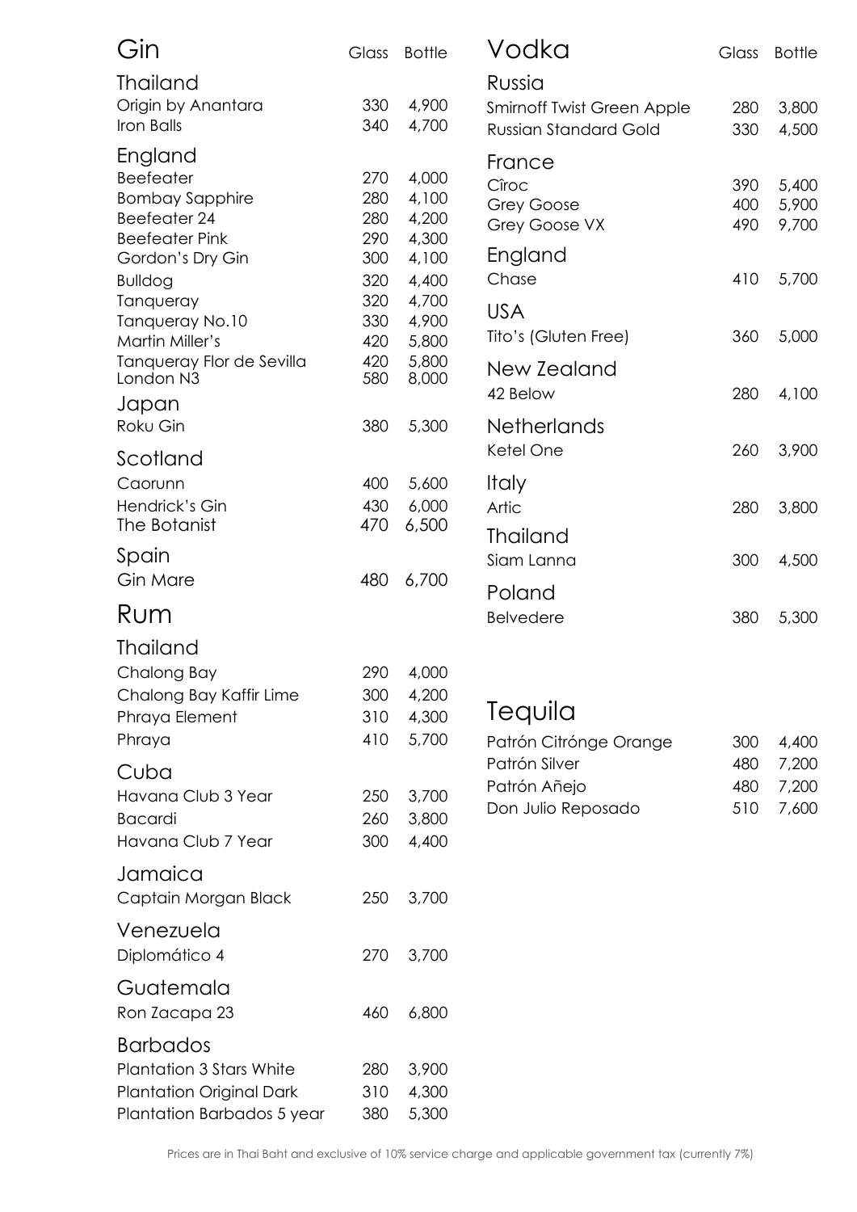# Gin

| Thailand | Glass | Bottle |
| --- | --- | --- |
| Origin by Anantara | 330 | 4,900 |
| Iron Balls | 340 | 4,700 |

| England | Glass | Bottle |
| --- | --- | --- |
| Beefeater | 270 | 4,000 |
| Bombay Sapphire | 280 | 4,100 |
| Beefeater 24 | 280 | 4,200 |
| Beefeater Pink | 290 | 4,300 |
| Gordon's Dry Gin | 300 | 4,100 |
| Bulldog | 320 | 4,400 |
| Tanqueray | 320 | 4,700 |
| Tanqueray No.10 | 330 | 4,900 |
| Martin Miller's | 420 | 5,800 |
| Tanqueray Flor de Sevilla | 420 | 5,800 |
| London N3 | 580 | 8,000 |

| Japan | Glass | Bottle |
| --- | --- | --- |
| Roku Gin | 380 | 5,300 |

| Scotland | Glass | Bottle |
| --- | --- | --- |
| Caorunn | 400 | 5,600 |
| Hendrick's Gin | 430 | 6,000 |
| The Botanist | 470 | 6,500 |

| Spain | Glass | Bottle |
| --- | --- | --- |
| Gin Mare | 480 | 6,700 |

# Rum

| Thailand | Glass | Bottle |
| --- | --- | --- |
| Chalong Bay | 290 | 4,000 |
| Chalong Bay Kaffir Lime | 300 | 4,200 |
| Phraya Element | 310 | 4,300 |
| Phraya | 410 | 5,700 |

| Cuba | Glass | Bottle |
| --- | --- | --- |
| Havana Club 3 Year | 250 | 3,700 |
| Bacardi | 260 | 3,800 |
| Havana Club 7 Year | 300 | 4,400 |

| Jamaica | Glass | Bottle |
| --- | --- | --- |
| Captain Morgan Black | 250 | 3,700 |

| Venezuela | Glass | Bottle |
| --- | --- | --- |
| Diplomático 4 | 270 | 3,700 |

| Guatemala | Glass | Bottle |
| --- | --- | --- |
| Ron Zacapa 23 | 460 | 6,800 |

| Barbados | Glass | Bottle |
| --- | --- | --- |
| Plantation 3 Stars White | 280 | 3,900 |
| Plantation Original Dark | 310 | 4,300 |
| Plantation Barbados 5 year | 380 | 5,300 |

# Vodka

| Russia | Glass | Bottle |
| --- | --- | --- |
| Smirnoff Twist Green Apple | 280 | 3,800 |
| Russian Standard Gold | 330 | 4,500 |

| France | Glass | Bottle |
| --- | --- | --- |
| Cîroc | 390 | 5,400 |
| Grey Goose | 400 | 5,900 |
| Grey Goose VX | 490 | 9,700 |

| England | Glass | Bottle |
| --- | --- | --- |
| Chase | 410 | 5,700 |

| USA | Glass | Bottle |
| --- | --- | --- |
| Tito's (Gluten Free) | 360 | 5,000 |

| New Zealand | Glass | Bottle |
| --- | --- | --- |
| 42 Below | 280 | 4,100 |

| Netherlands | Glass | Bottle |
| --- | --- | --- |
| Ketel One | 260 | 3,900 |

| Italy | Glass | Bottle |
| --- | --- | --- |
| Artic | 280 | 3,800 |

| Thailand | Glass | Bottle |
| --- | --- | --- |
| Siam Lanna | 300 | 4,500 |

| Poland | Glass | Bottle |
| --- | --- | --- |
| Belvedere | 380 | 5,300 |

# Tequila

| | Glass | Bottle |
| --- | --- | --- |
| Patrón Citrónge Orange | 300 | 4,400 |
| Patrón Silver | 480 | 7,200 |
| Patrón Añejo | 480 | 7,200 |
| Don Julio Reposado | 510 | 7,600 |

Prices are in Thai Baht and exclusive of 10% service charge and applicable government tax (currently 7%)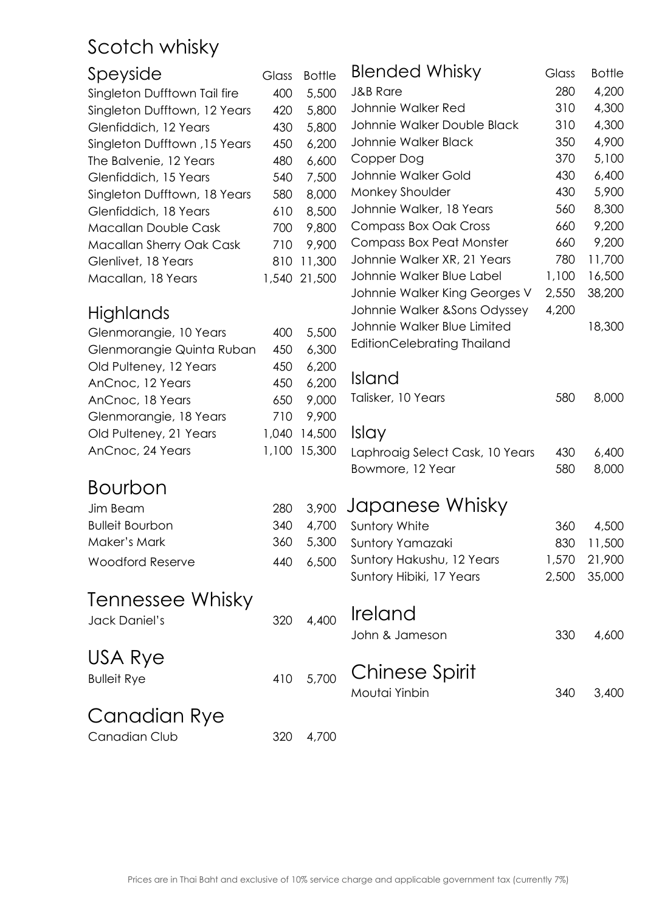# Scotch whisky

## Speyside

| Speyside | Glass | Bottle |
|---|---|---|
| Singleton Dufftown Tail fire | 400 | 5,500 |
| Singleton Dufftown, 12 Years | 420 | 5,800 |
| Glenfiddich, 12 Years | 430 | 5,800 |
| Singleton Dufftown ,15 Years | 450 | 6,200 |
| The Balvenie, 12 Years | 480 | 6,600 |
| Glenfiddich, 15 Years | 540 | 7,500 |
| Singleton Dufftown, 18 Years | 580 | 8,000 |
| Glenfiddich, 18 Years | 610 | 8,500 |
| Macallan Double Cask | 700 | 9,800 |
| Macallan Sherry Oak Cask | 710 | 9,900 |
| Glenlivet, 18 Years | 810 | 11,300 |
| Macallan, 18 Years | 1,540 | 21,500 |

## Highlands

| Highlands | Glass | Bottle |
|---|---|---|
| Glenmorangie, 10 Years | 400 | 5,500 |
| Glenmorangie Quinta Ruban | 450 | 6,300 |
| Old Pulteney, 12 Years | 450 | 6,200 |
| AnCnoc, 12 Years | 450 | 6,200 |
| AnCnoc, 18 Years | 650 | 9,000 |
| Glenmorangie, 18 Years | 710 | 9,900 |
| Old Pulteney, 21 Years | 1,040 | 14,500 |
| AnCnoc, 24 Years | 1,100 | 15,300 |

## Bourbon

| Bourbon | Glass | Bottle |
|---|---|---|
| Jim Beam | 280 | 3,900 |
| Bulleit Bourbon | 340 | 4,700 |
| Maker's Mark | 360 | 5,300 |
| Woodford Reserve | 440 | 6,500 |

## Tennessee Whisky

| Tennessee Whisky | Glass | Bottle |
|---|---|---|
| Jack Daniel's | 320 | 4,400 |

## USA Rye

| USA Rye | Glass | Bottle |
|---|---|---|
| Bulleit Rye | 410 | 5,700 |

## Canadian Rye

| Canadian Rye | Glass | Bottle |
|---|---|---|
| Canadian Club | 320 | 4,700 |

## Blended Whisky

| Blended Whisky | Glass | Bottle |
|---|---|---|
| J&B Rare | 280 | 4,200 |
| Johnnie Walker Red | 310 | 4,300 |
| Johnnie Walker Double Black | 310 | 4,300 |
| Johnnie Walker Black | 350 | 4,900 |
| Copper Dog | 370 | 5,100 |
| Johnnie Walker Gold | 430 | 6,400 |
| Monkey Shoulder | 430 | 5,900 |
| Johnnie Walker, 18 Years | 560 | 8,300 |
| Compass Box Oak Cross | 660 | 9,200 |
| Compass Box Peat Monster | 660 | 9,200 |
| Johnnie Walker XR, 21 Years | 780 | 11,700 |
| Johnnie Walker Blue Label | 1,100 | 16,500 |
| Johnnie Walker King Georges V | 2,550 | 38,200 |
| Johnnie Walker &Sons Odyssey | 4,200 | |
| Johnnie Walker Blue Limited EditionCelebrating Thailand | | 18,300 |

## Island

| Island | Glass | Bottle |
|---|---|---|
| Talisker, 10 Years | 580 | 8,000 |

## Islay

| Islay | Glass | Bottle |
|---|---|---|
| Laphroaig Select Cask, 10 Years | 430 | 6,400 |
| Bowmore, 12 Year | 580 | 8,000 |

## Japanese Whisky

| Japanese Whisky | Glass | Bottle |
|---|---|---|
| Suntory White | 360 | 4,500 |
| Suntory Yamazaki | 830 | 11,500 |
| Suntory Hakushu, 12 Years | 1,570 | 21,900 |
| Suntory Hibiki, 17 Years | 2,500 | 35,000 |

## Ireland

| Ireland | Glass | Bottle |
|---|---|---|
| John & Jameson | 330 | 4,600 |

## Chinese Spirit

| Chinese Spirit | Glass | Bottle |
|---|---|---|
| Moutai Yinbin | 340 | 3,400 |

Prices are in Thai Baht and exclusive of 10% service charge and applicable government tax (currently 7%)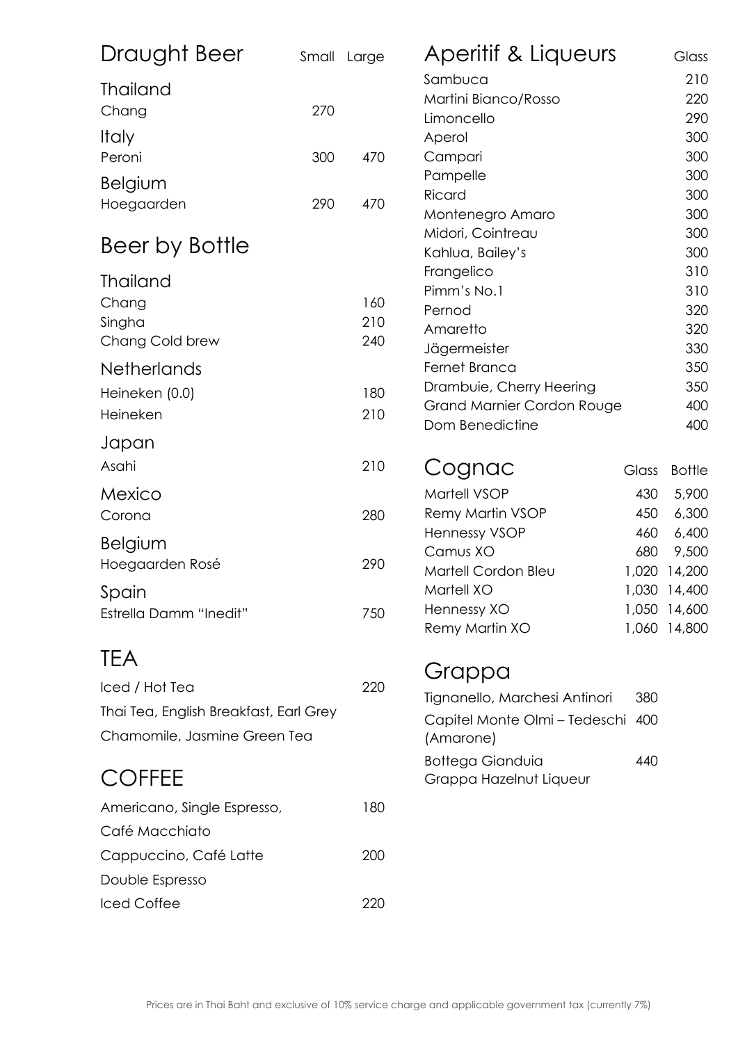## Draught Beer

| | Small | Large |
|---|---|---|
| **Thailand** | | |
| Chang | 270 | |
| **Italy** | | |
| Peroni | 300 | 470 |
| **Belgium** | | |
| Hoegaarden | 290 | 470 |

## Beer by Bottle

| | |
|---|---|
| **Thailand** | |
| Chang | 160 |
| Singha | 210 |
| Chang Cold brew | 240 |
| **Netherlands** | |
| Heineken (0.0) | 180 |
| Heineken | 210 |
| **Japan** | |
| Asahi | 210 |
| **Mexico** | |
| Corona | 280 |
| **Belgium** | |
| Hoegaarden Rosé | 290 |
| **Spain** | |
| Estrella Damm "Inedit" | 750 |

## TEA

| | |
|---|---|
| Iced / Hot Tea | 220 |
| Thai Tea, English Breakfast, Earl Grey | |
| Chamomile, Jasmine Green Tea | |

## COFFEE

| | |
|---|---|
| Americano, Single Espresso, | 180 |
| Café Macchiato | |
| Cappuccino, Café Latte | 200 |
| Double Espresso | |
| Iced Coffee | 220 |

## Aperitif & Liqueurs

| | Glass |
|---|---|
| Sambuca | 210 |
| Martini Bianco/Rosso | 220 |
| Limoncello | 290 |
| Aperol | 300 |
| Campari | 300 |
| Pampelle | 300 |
| Ricard | 300 |
| Montenegro Amaro | 300 |
| Midori, Cointreau | 300 |
| Kahlua, Bailey's | 300 |
| Frangelico | 310 |
| Pimm's No.1 | 310 |
| Pernod | 320 |
| Amaretto | 320 |
| Jägermeister | 330 |
| Fernet Branca | 350 |
| Drambuie, Cherry Heering | 350 |
| Grand Marnier Cordon Rouge | 400 |
| Dom Benedictine | 400 |

## Cognac

| | Glass | Bottle |
|---|---|---|
| Martell VSOP | 430 | 5,900 |
| Remy Martin VSOP | 450 | 6,300 |
| Hennessy VSOP | 460 | 6,400 |
| Camus XO | 680 | 9,500 |
| Martell Cordon Bleu | 1,020 | 14,200 |
| Martell XO | 1,030 | 14,400 |
| Hennessy XO | 1,050 | 14,600 |
| Remy Martin XO | 1,060 | 14,800 |

## Grappa

| | |
|---|---|
| Tignanello, Marchesi Antinori | 380 |
| Capitel Monte Olmi – Tedeschi (Amarone) | 400 |
| Bottega Gianduia Grappa Hazelnut Liqueur | 440 |

Prices are in Thai Baht and exclusive of 10% service charge and applicable government tax (currently 7%)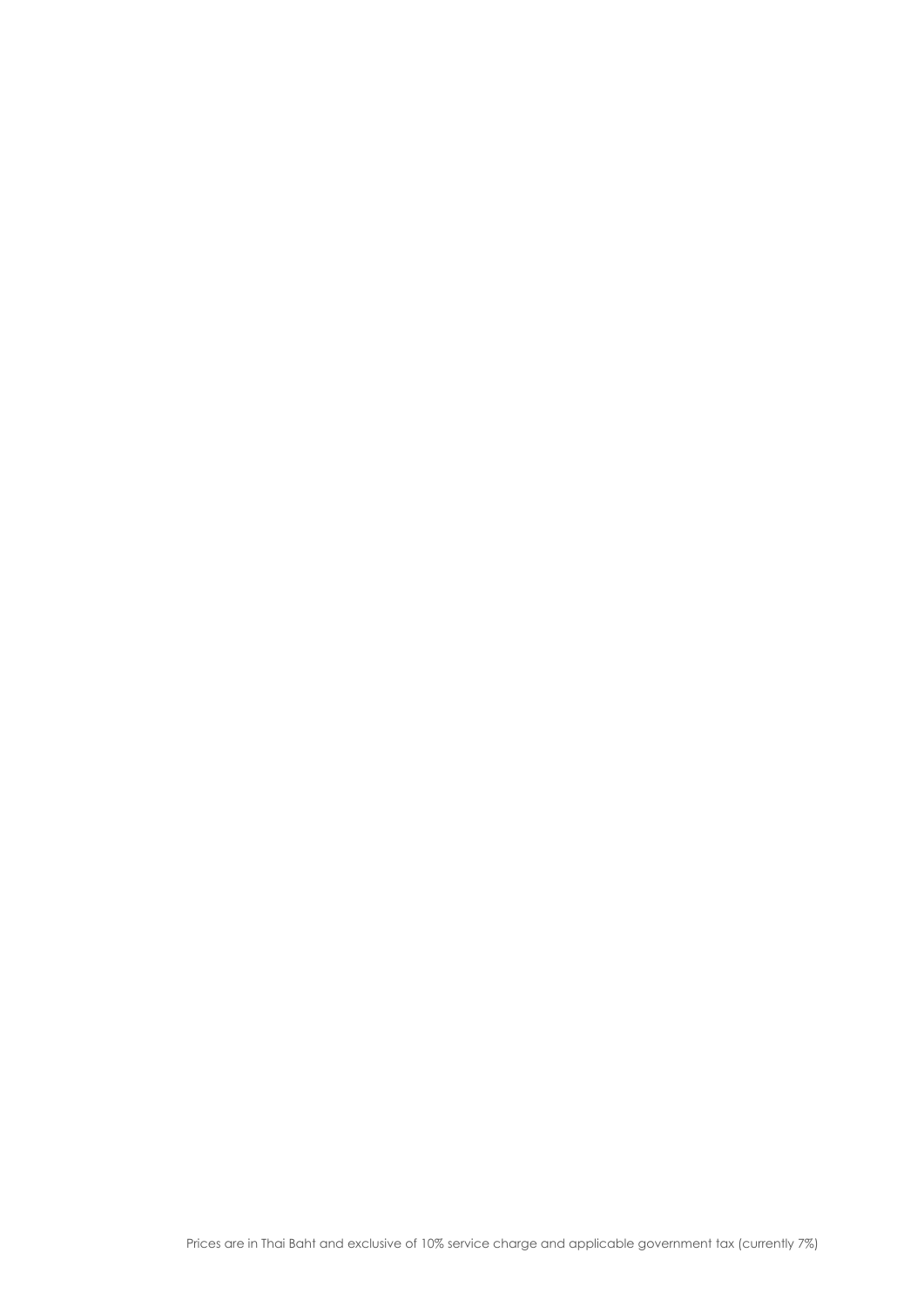Prices are in Thai Baht and exclusive of 10% service charge and applicable government tax (currently 7%)